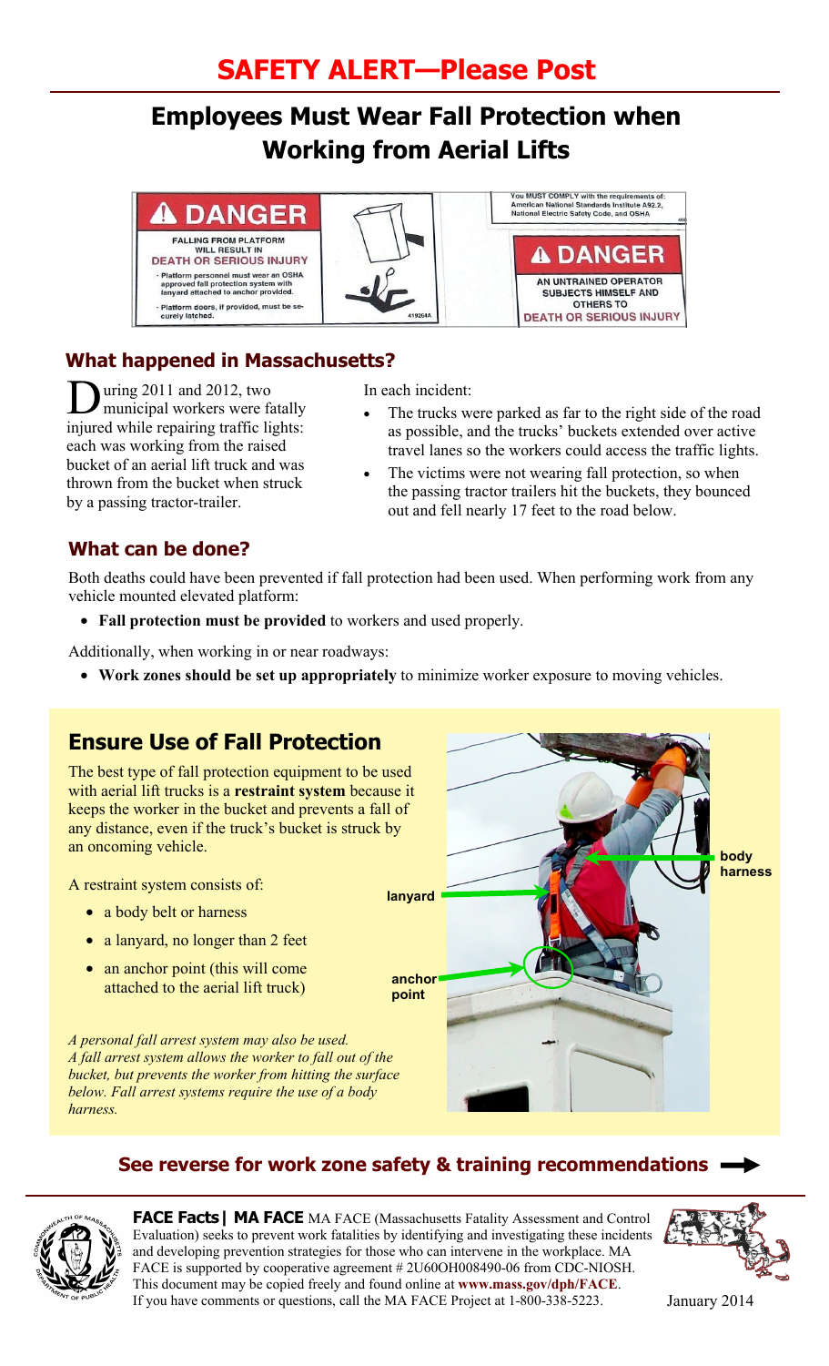# SAFETY ALERT—Please Post

## Employees Must Wear Fall Protection when Working from Aerial Lifts

### What happened in Massachusetts?

During 2011 and 2012, two municipal workers were fatally injured while repairing traffic lights: each was working from the raised bucket of an aerial lift truck and was thrown from the bucket when struck by a passing tractor-trailer.

In each incident:

- The trucks were parked as far to the right side of the road as possible, and the trucks' buckets extended over active travel lanes so the workers could access the traffic lights.
- The victims were not wearing fall protection, so when the passing tractor trailers hit the buckets, they bounced out and fell nearly 17 feet to the road below.

### What can be done?

Both deaths could have been prevented if fall protection had been used. When performing work from any vehicle mounted elevated platform:

- **Fall protection must be provided** to workers and used properly.

Additionally, when working in or near roadways:

- **Work zones should be set up appropriately** to minimize worker exposure to moving vehicles.

## Ensure Use of Fall Protection

The best type of fall protection equipment to be used with aerial lift trucks is a **restraint system** because it keeps the worker in the bucket and prevents a fall of any distance, even if the truck's bucket is struck by an oncoming vehicle.

A restraint system consists of:

- a body belt or harness
- a lanyard, no longer than 2 feet
- an anchor point (this will come attached to the aerial lift truck)

*A personal fall arrest system may also be used. A fall arrest system allows the worker to fall out of the bucket, but prevents the worker from hitting the surface below. Fall arrest systems require the use of a body harness.*

**See reverse for work zone safety & training recommendations**

**FACE Facts | MA FACE** MA FACE (Massachusetts Fatality Assessment and Control Evaluation) seeks to prevent work fatalities by identifying and investigating these incidents and developing prevention strategies for those who can intervene in the workplace. MA FACE is supported by cooperative agreement # 2U60OH008490-06 from CDC-NIOSH. This document may be copied freely and found online at **www.mass.gov/dph/FACE**. If you have comments or questions, call the MA FACE Project at 1-800-338-5223.

January 2014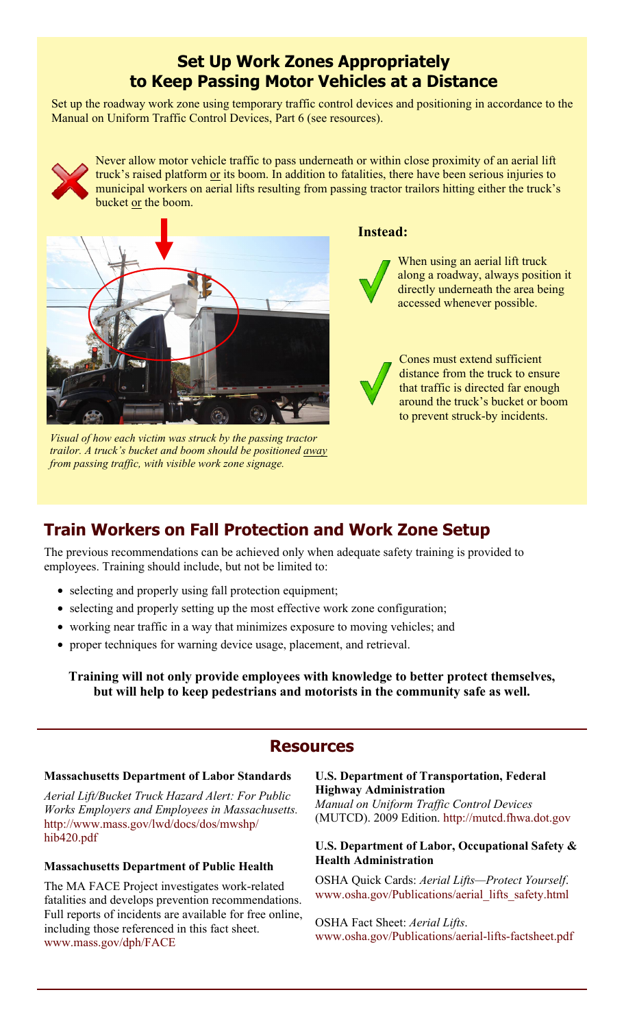## Set Up Work Zones Appropriately to Keep Passing Motor Vehicles at a Distance

Set up the roadway work zone using temporary traffic control devices and positioning in accordance to the Manual on Uniform Traffic Control Devices, Part 6 (see resources).

Never allow motor vehicle traffic to pass underneath or within close proximity of an aerial lift truck's raised platform or its boom. In addition to fatalities, there have been serious injuries to municipal workers on aerial lifts resulting from passing tractor trailors hitting either the truck's bucket or the boom.

*Visual of how each victim was struck by the passing tractor trailor. A truck's bucket and boom should be positioned away from passing traffic, with visible work zone signage.*

**Instead:**

- When using an aerial lift truck along a roadway, always position it directly underneath the area being accessed whenever possible.
- Cones must extend sufficient distance from the truck to ensure that traffic is directed far enough around the truck's bucket or boom to prevent struck-by incidents.

## Train Workers on Fall Protection and Work Zone Setup

The previous recommendations can be achieved only when adequate safety training is provided to employees. Training should include, but not be limited to:

- selecting and properly using fall protection equipment;
- selecting and properly setting up the most effective work zone configuration;
- working near traffic in a way that minimizes exposure to moving vehicles; and
- proper techniques for warning device usage, placement, and retrieval.

**Training will not only provide employees with knowledge to better protect themselves, but will help to keep pedestrians and motorists in the community safe as well.**

## Resources

**Massachusetts Department of Labor Standards**

*Aerial Lift/Bucket Truck Hazard Alert: For Public Works Employers and Employees in Massachusetts.* http://www.mass.gov/lwd/docs/dos/mwshp/hib420.pdf

**Massachusetts Department of Public Health**

The MA FACE Project investigates work-related fatalities and develops prevention recommendations. Full reports of incidents are available for free online, including those referenced in this fact sheet. www.mass.gov/dph/FACE

**U.S. Department of Transportation, Federal Highway Administration**

*Manual on Uniform Traffic Control Devices* (MUTCD). 2009 Edition. http://mutcd.fhwa.dot.gov

**U.S. Department of Labor, Occupational Safety & Health Administration**

OSHA Quick Cards: *Aerial Lifts—Protect Yourself*. www.osha.gov/Publications/aerial_lifts_safety.html

OSHA Fact Sheet: *Aerial Lifts*. www.osha.gov/Publications/aerial-lifts-factsheet.pdf